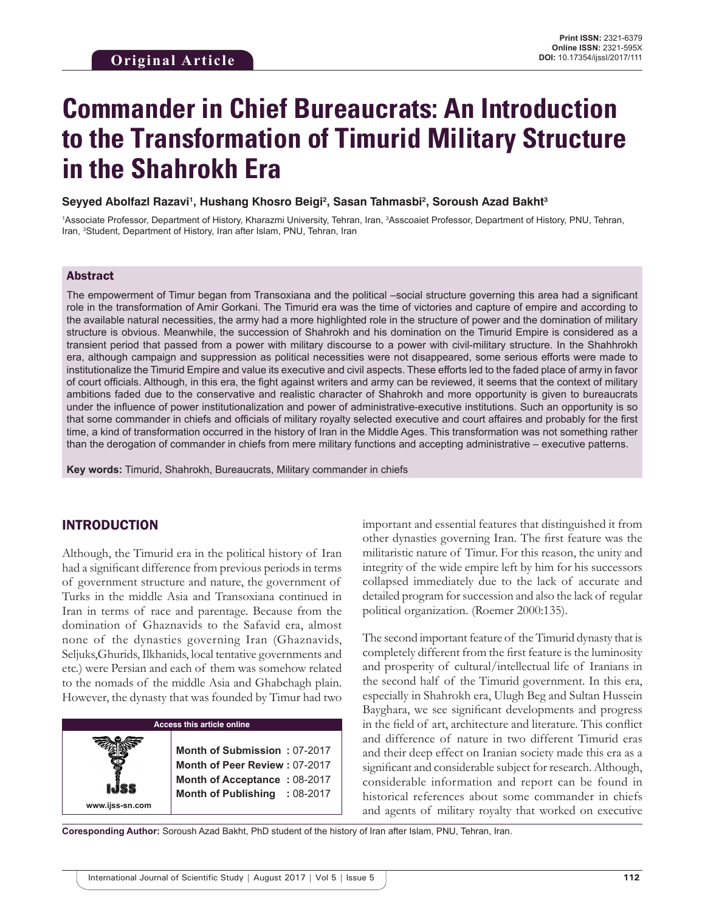Original Article

Print ISSN: 2321-6379
Online ISSN: 2321-595X
DOI: 10.17354/ijssI/2017/111

# Commander in Chief Bureaucrats: An Introduction to the Transformation of Timurid Military Structure in the Shahrokh Era

**Seyyed Abolfazl Razavi[1], Hushang Khosro Beigi[2], Sasan Tahmasbi[2], Soroush Azad Bakht[3]**

[1]Associate Professor, Department of History, Kharazmi University, Tehran, Iran, [2]Asscoaiet Professor, Department of History, PNU, Tehran, Iran, [3]Student, Department of History, Iran after Islam, PNU, Tehran, Iran

## Abstract

The empowerment of Timur began from Transoxiana and the political –social structure governing this area had a significant role in the transformation of Amir Gorkani. The Timurid era was the time of victories and capture of empire and according to the available natural necessities, the army had a more highlighted role in the structure of power and the domination of military structure is obvious. Meanwhile, the succession of Shahrokh and his domination on the Timurid Empire is considered as a transient period that passed from a power with military discourse to a power with civil-military structure. In the Shahhrokh era, although campaign and suppression as political necessities were not disappeared, some serious efforts were made to institutionalize the Timurid Empire and value its executive and civil aspects. These efforts led to the faded place of army in favor of court officials. Although, in this era, the fight against writers and army can be reviewed, it seems that the context of military ambitions faded due to the conservative and realistic character of Shahrokh and more opportunity is given to bureaucrats under the influence of power institutionalization and power of administrative-executive institutions. Such an opportunity is so that some commander in chiefs and officials of military royalty selected executive and court affaires and probably for the first time, a kind of transformation occurred in the history of Iran in the Middle Ages. This transformation was not something rather than the derogation of commander in chiefs from mere military functions and accepting administrative – executive patterns.

**Key words:** Timurid, Shahrokh, Bureaucrats, Military commander in chiefs

## INTRODUCTION

Although, the Timurid era in the political history of Iran had a significant difference from previous periods in terms of government structure and nature, the government of Turks in the middle Asia and Transoxiana continued in Iran in terms of race and parentage. Because from the domination of Ghaznavids to the Safavid era, almost none of the dynasties governing Iran (Ghaznavids, Seljuks,Ghurids, Ilkhanids, local tentative governments and etc.) were Persian and each of them was somehow related to the nomads of the middle Asia and Ghabchagh plain. However, the dynasty that was founded by Timur had two important and essential features that distinguished it from other dynasties governing Iran. The first feature was the militaristic nature of Timur. For this reason, the unity and integrity of the wide empire left by him for his successors collapsed immediately due to the lack of accurate and detailed program for succession and also the lack of regular political organization. (Roemer 2000:135).

The second important feature of the Timurid dynasty that is completely different from the first feature is the luminosity and prosperity of cultural/intellectual life of Iranians in the second half of the Timurid government. In this era, especially in Shahrokh era, Ulugh Beg and Sultan Hussein Bayghara, we see significant developments and progress in the field of art, architecture and literature. This conflict and difference of nature in two different Timurid eras and their deep effect on Iranian society made this era as a significant and considerable subject for research. Although, considerable information and report can be found in historical references about some commander in chiefs and agents of military royalty that worked on executive

| Access this article online | |
|---|---|
| www.ijss-sn.com | **Month of Submission :** 07-2017<br>**Month of Peer Review :** 07-2017<br>**Month of Acceptance :** 08-2017<br>**Month of Publishing :** 08-2017 |

**Coresponding Author:** Soroush Azad Bakht, PhD student of the history of Iran after Islam, PNU, Tehran, Iran.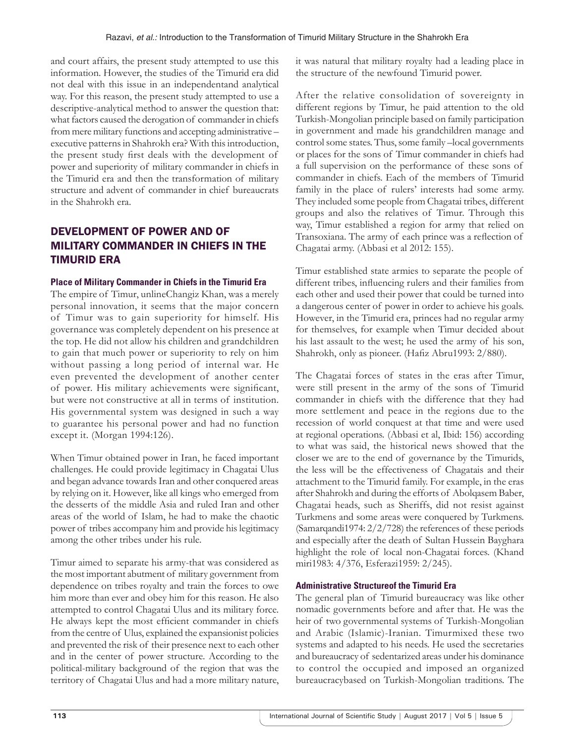and court affairs, the present study attempted to use this information. However, the studies of the Timurid era did not deal with this issue in an independentand analytical way. For this reason, the present study attempted to use a descriptive-analytical method to answer the question that: what factors caused the derogation of commander in chiefs from mere military functions and accepting administrative – executive patterns in Shahrokh era? With this introduction, the present study first deals with the development of power and superiority of military commander in chiefs in the Timurid era and then the transformation of military structure and advent of commander in chief bureaucrats in the Shahrokh era.

## DEVELOPMENT OF POWER AND OF MILITARY COMMANDER IN CHIEFS IN THE TIMURID ERA

### Place of Military Commander in Chiefs in the Timurid Era

The empire of Timur, unlineChangiz Khan, was a merely personal innovation, it seems that the major concern of Timur was to gain superiority for himself. His governance was completely dependent on his presence at the top. He did not allow his children and grandchildren to gain that much power or superiority to rely on him without passing a long period of internal war. He even prevented the development of another center of power. His military achievements were significant, but were not constructive at all in terms of institution. His governmental system was designed in such a way to guarantee his personal power and had no function except it. (Morgan 1994:126).

When Timur obtained power in Iran, he faced important challenges. He could provide legitimacy in Chagatai Ulus and began advance towards Iran and other conquered areas by relying on it. However, like all kings who emerged from the desserts of the middle Asia and ruled Iran and other areas of the world of Islam, he had to make the chaotic power of tribes accompany him and provide his legitimacy among the other tribes under his rule.

Timur aimed to separate his army-that was considered as the most important abutment of military government from dependence on tribes royalty and train the forces to owe him more than ever and obey him for this reason. He also attempted to control Chagatai Ulus and its military force. He always kept the most efficient commander in chiefs from the centre of Ulus, explained the expansionist policies and prevented the risk of their presence next to each other and in the center of power structure. According to the political-military background of the region that was the territory of Chagatai Ulus and had a more military nature, it was natural that military royalty had a leading place in the structure of the newfound Timurid power.

After the relative consolidation of sovereignty in different regions by Timur, he paid attention to the old Turkish-Mongolian principle based on family participation in government and made his grandchildren manage and control some states. Thus, some family –local governments or places for the sons of Timur commander in chiefs had a full supervision on the performance of these sons of commander in chiefs. Each of the members of Timurid family in the place of rulers' interests had some army. They included some people from Chagatai tribes, different groups and also the relatives of Timur. Through this way, Timur established a region for army that relied on Transoxiana. The army of each prince was a reflection of Chagatai army. (Abbasi et al 2012: 155).

Timur established state armies to separate the people of different tribes, influencing rulers and their families from each other and used their power that could be turned into a dangerous center of power in order to achieve his goals. However, in the Timurid era, princes had no regular army for themselves, for example when Timur decided about his last assault to the west; he used the army of his son, Shahrokh, only as pioneer. (Hafiz Abru1993: 2/880).

The Chagatai forces of states in the eras after Timur, were still present in the army of the sons of Timurid commander in chiefs with the difference that they had more settlement and peace in the regions due to the recession of world conquest at that time and were used at regional operations. (Abbasi et al, Ibid: 156) according to what was said, the historical news showed that the closer we are to the end of governance by the Timurids, the less will be the effectiveness of Chagatais and their attachment to the Timurid family. For example, in the eras after Shahrokh and during the efforts of Abolqasem Baber, Chagatai heads, such as Sheriffs, did not resist against Turkmens and some areas were conquered by Turkmens. (Samarqandi1974: 2/2/728) the references of these periods and especially after the death of Sultan Hussein Bayghara highlight the role of local non-Chagatai forces. (Khand miri1983: 4/376, Esferazi1959: 2/245).

### Administrative Structureof the Timurid Era

The general plan of Timurid bureaucracy was like other nomadic governments before and after that. He was the heir of two governmental systems of Turkish-Mongolian and Arabic (Islamic)-Iranian. Timurmixed these two systems and adapted to his needs. He used the secretaries and bureaucracy of sedentarized areas under his dominance to control the occupied and imposed an organized bureaucracybased on Turkish-Mongolian traditions. The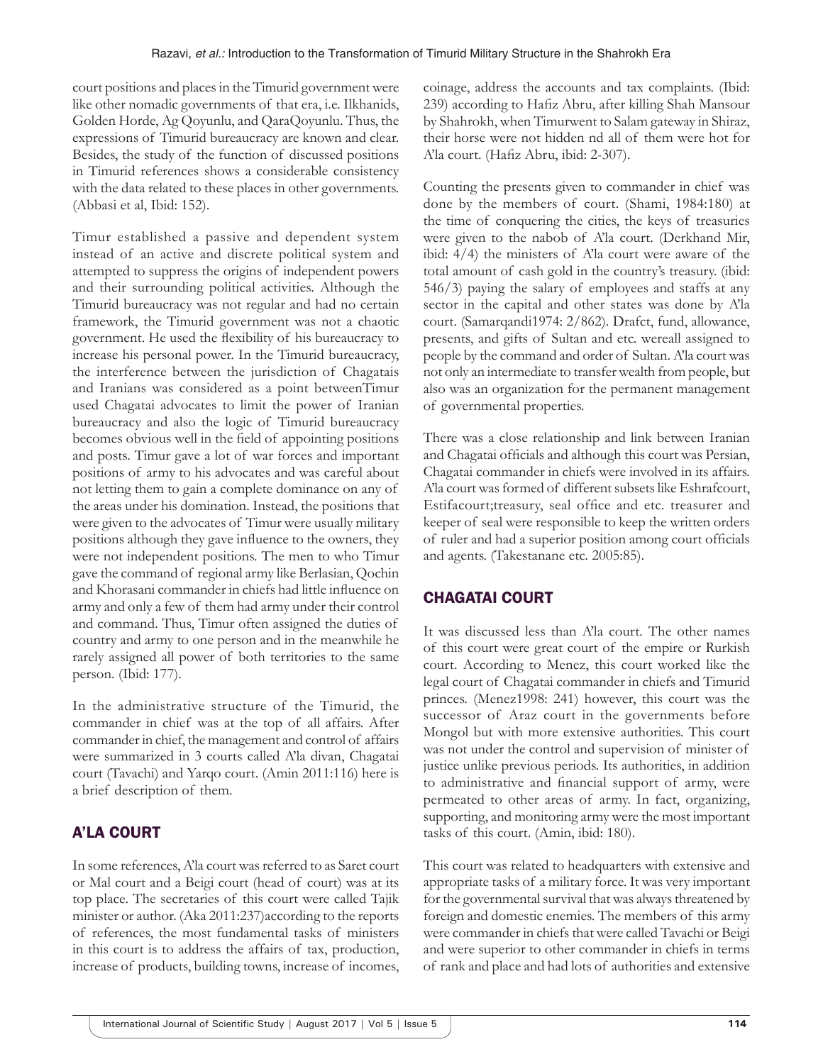court positions and places in the Timurid government were like other nomadic governments of that era, i.e. Ilkhanids, Golden Horde, Ag Qoyunlu, and QaraQoyunlu. Thus, the expressions of Timurid bureaucracy are known and clear. Besides, the study of the function of discussed positions in Timurid references shows a considerable consistency with the data related to these places in other governments. (Abbasi et al, Ibid: 152).

Timur established a passive and dependent system instead of an active and discrete political system and attempted to suppress the origins of independent powers and their surrounding political activities. Although the Timurid bureaucracy was not regular and had no certain framework, the Timurid government was not a chaotic government. He used the flexibility of his bureaucracy to increase his personal power. In the Timurid bureaucracy, the interference between the jurisdiction of Chagatais and Iranians was considered as a point betweenTimur used Chagatai advocates to limit the power of Iranian bureaucracy and also the logic of Timurid bureaucracy becomes obvious well in the field of appointing positions and posts. Timur gave a lot of war forces and important positions of army to his advocates and was careful about not letting them to gain a complete dominance on any of the areas under his domination. Instead, the positions that were given to the advocates of Timur were usually military positions although they gave influence to the owners, they were not independent positions. The men to who Timur gave the command of regional army like Berlasian, Qochin and Khorasani commander in chiefs had little influence on army and only a few of them had army under their control and command. Thus, Timur often assigned the duties of country and army to one person and in the meanwhile he rarely assigned all power of both territories to the same person. (Ibid: 177).

In the administrative structure of the Timurid, the commander in chief was at the top of all affairs. After commander in chief, the management and control of affairs were summarized in 3 courts called A'la divan, Chagatai court (Tavachi) and Yarqo court. (Amin 2011:116) here is a brief description of them.

## A'LA COURT

In some references, A'la court was referred to as Saret court or Mal court and a Beigi court (head of court) was at its top place. The secretaries of this court were called Tajik minister or author. (Aka 2011:237)according to the reports of references, the most fundamental tasks of ministers in this court is to address the affairs of tax, production, increase of products, building towns, increase of incomes, coinage, address the accounts and tax complaints. (Ibid: 239) according to Hafiz Abru, after killing Shah Mansour by Shahrokh, when Timurwent to Salam gateway in Shiraz, their horse were not hidden nd all of them were hot for A'la court. (Hafiz Abru, ibid: 2-307).

Counting the presents given to commander in chief was done by the members of court. (Shami, 1984:180) at the time of conquering the cities, the keys of treasuries were given to the nabob of A'la court. (Derkhand Mir, ibid: 4/4) the ministers of A'la court were aware of the total amount of cash gold in the country's treasury. (ibid: 546/3) paying the salary of employees and staffs at any sector in the capital and other states was done by A'la court. (Samarqandi1974: 2/862). Drafct, fund, allowance, presents, and gifts of Sultan and etc. wereall assigned to people by the command and order of Sultan. A'la court was not only an intermediate to transfer wealth from people, but also was an organization for the permanent management of governmental properties.

There was a close relationship and link between Iranian and Chagatai officials and although this court was Persian, Chagatai commander in chiefs were involved in its affairs. A'la court was formed of different subsets like Eshrafcourt, Estifacourt;treasury, seal office and etc. treasurer and keeper of seal were responsible to keep the written orders of ruler and had a superior position among court officials and agents. (Takestanane etc. 2005:85).

## CHAGATAI COURT

It was discussed less than A'la court. The other names of this court were great court of the empire or Rurkish court. According to Menez, this court worked like the legal court of Chagatai commander in chiefs and Timurid princes. (Menez1998: 241) however, this court was the successor of Araz court in the governments before Mongol but with more extensive authorities. This court was not under the control and supervision of minister of justice unlike previous periods. Its authorities, in addition to administrative and financial support of army, were permeated to other areas of army. In fact, organizing, supporting, and monitoring army were the most important tasks of this court. (Amin, ibid: 180).

This court was related to headquarters with extensive and appropriate tasks of a military force. It was very important for the governmental survival that was always threatened by foreign and domestic enemies. The members of this army were commander in chiefs that were called Tavachi or Beigi and were superior to other commander in chiefs in terms of rank and place and had lots of authorities and extensive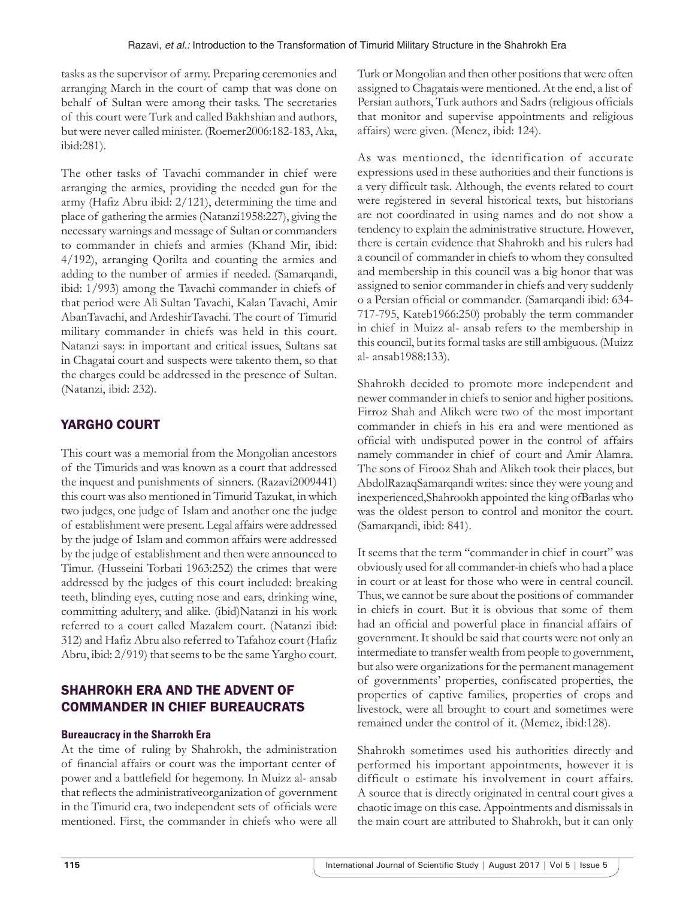tasks as the supervisor of army. Preparing ceremonies and arranging March in the court of camp that was done on behalf of Sultan were among their tasks. The secretaries of this court were Turk and called Bakhshian and authors, but were never called minister. (Roemer2006:182-183, Aka, ibid:281).

The other tasks of Tavachi commander in chief were arranging the armies, providing the needed gun for the army (Hafiz Abru ibid: 2/121), determining the time and place of gathering the armies (Natanzi1958:227), giving the necessary warnings and message of Sultan or commanders to commander in chiefs and armies (Khand Mir, ibid: 4/192), arranging Qorilta and counting the armies and adding to the number of armies if needed. (Samarqandi, ibid: 1/993) among the Tavachi commander in chiefs of that period were Ali Sultan Tavachi, Kalan Tavachi, Amir AbanTavachi, and ArdeshirTavachi. The court of Timurid military commander in chiefs was held in this court. Natanzi says: in important and critical issues, Sultans sat in Chagatai court and suspects were takento them, so that the charges could be addressed in the presence of Sultan. (Natanzi, ibid: 232).

## YARGHO COURT

This court was a memorial from the Mongolian ancestors of the Timurids and was known as a court that addressed the inquest and punishments of sinners. (Razavi2009441) this court was also mentioned in Timurid Tazukat, in which two judges, one judge of Islam and another one the judge of establishment were present. Legal affairs were addressed by the judge of Islam and common affairs were addressed by the judge of establishment and then were announced to Timur. (Husseini Torbati 1963:252) the crimes that were addressed by the judges of this court included: breaking teeth, blinding eyes, cutting nose and ears, drinking wine, committing adultery, and alike. (ibid)Natanzi in his work referred to a court called Mazalem court. (Natanzi ibid: 312) and Hafiz Abru also referred to Tafahoz court (Hafiz Abru, ibid: 2/919) that seems to be the same Yargho court.

## SHAHROKH ERA AND THE ADVENT OF COMMANDER IN CHIEF BUREAUCRATS

### Bureaucracy in the Sharrokh Era

At the time of ruling by Shahrokh, the administration of financial affairs or court was the important center of power and a battlefield for hegemony. In Muizz al- ansab that reflects the administrativeorganization of government in the Timurid era, two independent sets of officials were mentioned. First, the commander in chiefs who were all Turk or Mongolian and then other positions that were often assigned to Chagatais were mentioned. At the end, a list of Persian authors, Turk authors and Sadrs (religious officials that monitor and supervise appointments and religious affairs) were given. (Menez, ibid: 124).

As was mentioned, the identification of accurate expressions used in these authorities and their functions is a very difficult task. Although, the events related to court were registered in several historical texts, but historians are not coordinated in using names and do not show a tendency to explain the administrative structure. However, there is certain evidence that Shahrokh and his rulers had a council of commander in chiefs to whom they consulted and membership in this council was a big honor that was assigned to senior commander in chiefs and very suddenly o a Persian official or commander. (Samarqandi ibid: 634-717-795, Kateb1966:250) probably the term commander in chief in Muizz al- ansab refers to the membership in this council, but its formal tasks are still ambiguous. (Muizz al- ansab1988:133).

Shahrokh decided to promote more independent and newer commander in chiefs to senior and higher positions. Firroz Shah and Alikeh were two of the most important commander in chiefs in his era and were mentioned as official with undisputed power in the control of affairs namely commander in chief of court and Amir Alamra. The sons of Firooz Shah and Alikeh took their places, but AbdolRazaqSamarqandi writes: since they were young and inexperienced,Shahrookh appointed the king ofBarlas who was the oldest person to control and monitor the court. (Samarqandi, ibid: 841).

It seems that the term "commander in chief in court" was obviously used for all commander-in chiefs who had a place in court or at least for those who were in central council. Thus, we cannot be sure about the positions of commander in chiefs in court. But it is obvious that some of them had an official and powerful place in financial affairs of government. It should be said that courts were not only an intermediate to transfer wealth from people to government, but also were organizations for the permanent management of governments' properties, confiscated properties, the properties of captive families, properties of crops and livestock, were all brought to court and sometimes were remained under the control of it. (Memez, ibid:128).

Shahrokh sometimes used his authorities directly and performed his important appointments, however it is difficult o estimate his involvement in court affairs. A source that is directly originated in central court gives a chaotic image on this case. Appointments and dismissals in the main court are attributed to Shahrokh, but it can only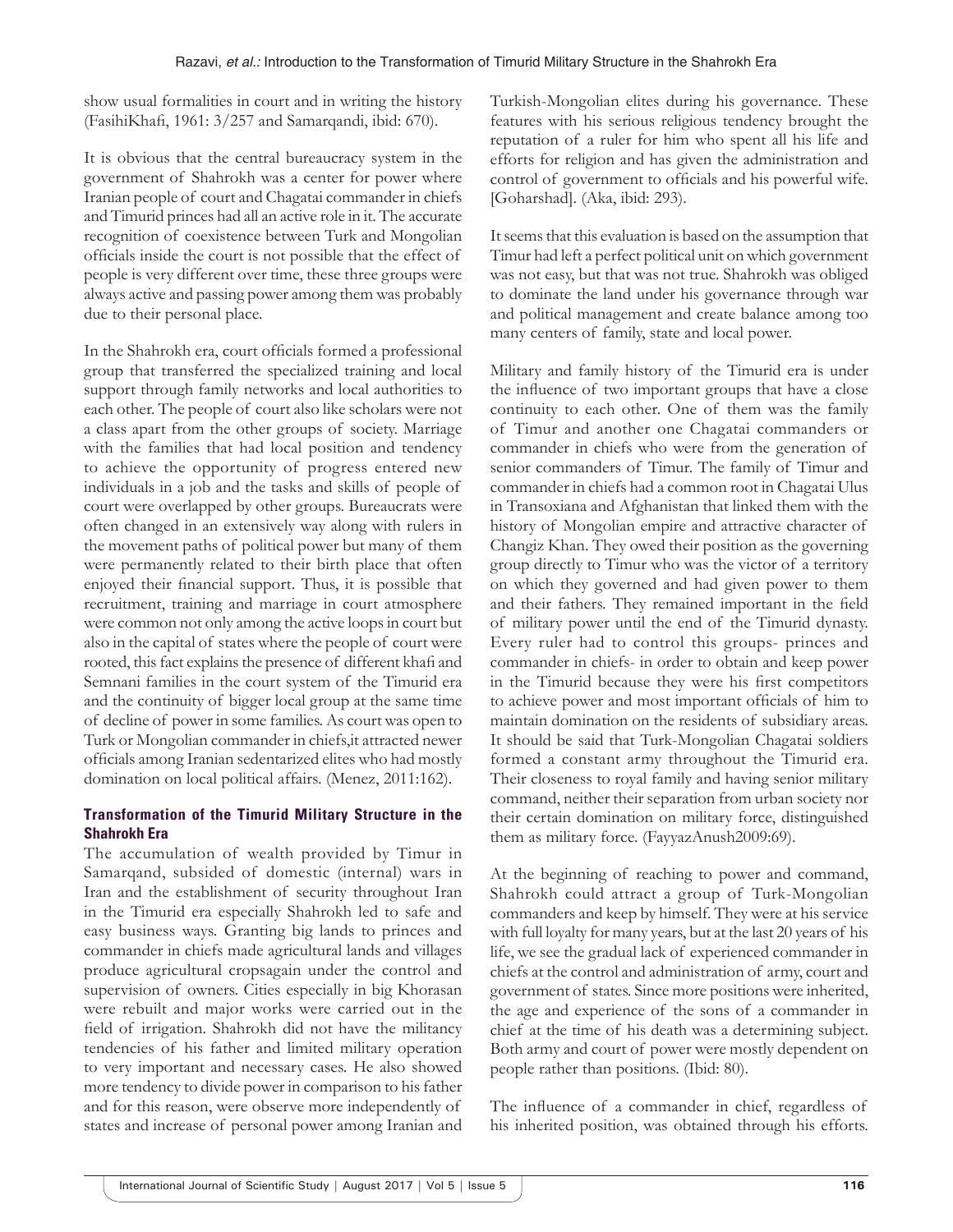show usual formalities in court and in writing the history (FasihiKhafi, 1961: 3/257 and Samarqandi, ibid: 670).

It is obvious that the central bureaucracy system in the government of Shahrokh was a center for power where Iranian people of court and Chagatai commander in chiefs and Timurid princes had all an active role in it. The accurate recognition of coexistence between Turk and Mongolian officials inside the court is not possible that the effect of people is very different over time, these three groups were always active and passing power among them was probably due to their personal place.

In the Shahrokh era, court officials formed a professional group that transferred the specialized training and local support through family networks and local authorities to each other. The people of court also like scholars were not a class apart from the other groups of society. Marriage with the families that had local position and tendency to achieve the opportunity of progress entered new individuals in a job and the tasks and skills of people of court were overlapped by other groups. Bureaucrats were often changed in an extensively way along with rulers in the movement paths of political power but many of them were permanently related to their birth place that often enjoyed their financial support. Thus, it is possible that recruitment, training and marriage in court atmosphere were common not only among the active loops in court but also in the capital of states where the people of court were rooted, this fact explains the presence of different khafi and Semnani families in the court system of the Timurid era and the continuity of bigger local group at the same time of decline of power in some families. As court was open to Turk or Mongolian commander in chiefs,it attracted newer officials among Iranian sedentarized elites who had mostly domination on local political affairs. (Menez, 2011:162).

### Transformation of the Timurid Military Structure in the Shahrokh Era

The accumulation of wealth provided by Timur in Samarqand, subsided of domestic (internal) wars in Iran and the establishment of security throughout Iran in the Timurid era especially Shahrokh led to safe and easy business ways. Granting big lands to princes and commander in chiefs made agricultural lands and villages produce agricultural cropsagain under the control and supervision of owners. Cities especially in big Khorasan were rebuilt and major works were carried out in the field of irrigation. Shahrokh did not have the militancy tendencies of his father and limited military operation to very important and necessary cases. He also showed more tendency to divide power in comparison to his father and for this reason, were observe more independently of states and increase of personal power among Iranian and Turkish-Mongolian elites during his governance. These features with his serious religious tendency brought the reputation of a ruler for him who spent all his life and efforts for religion and has given the administration and control of government to officials and his powerful wife. [Goharshad]. (Aka, ibid: 293).

It seems that this evaluation is based on the assumption that Timur had left a perfect political unit on which government was not easy, but that was not true. Shahrokh was obliged to dominate the land under his governance through war and political management and create balance among too many centers of family, state and local power.

Military and family history of the Timurid era is under the influence of two important groups that have a close continuity to each other. One of them was the family of Timur and another one Chagatai commanders or commander in chiefs who were from the generation of senior commanders of Timur. The family of Timur and commander in chiefs had a common root in Chagatai Ulus in Transoxiana and Afghanistan that linked them with the history of Mongolian empire and attractive character of Changiz Khan. They owed their position as the governing group directly to Timur who was the victor of a territory on which they governed and had given power to them and their fathers. They remained important in the field of military power until the end of the Timurid dynasty. Every ruler had to control this groups- princes and commander in chiefs- in order to obtain and keep power in the Timurid because they were his first competitors to achieve power and most important officials of him to maintain domination on the residents of subsidiary areas. It should be said that Turk-Mongolian Chagatai soldiers formed a constant army throughout the Timurid era. Their closeness to royal family and having senior military command, neither their separation from urban society nor their certain domination on military force, distinguished them as military force. (FayyazAnush2009:69).

At the beginning of reaching to power and command, Shahrokh could attract a group of Turk-Mongolian commanders and keep by himself. They were at his service with full loyalty for many years, but at the last 20 years of his life, we see the gradual lack of experienced commander in chiefs at the control and administration of army, court and government of states. Since more positions were inherited, the age and experience of the sons of a commander in chief at the time of his death was a determining subject. Both army and court of power were mostly dependent on people rather than positions. (Ibid: 80).

The influence of a commander in chief, regardless of his inherited position, was obtained through his efforts.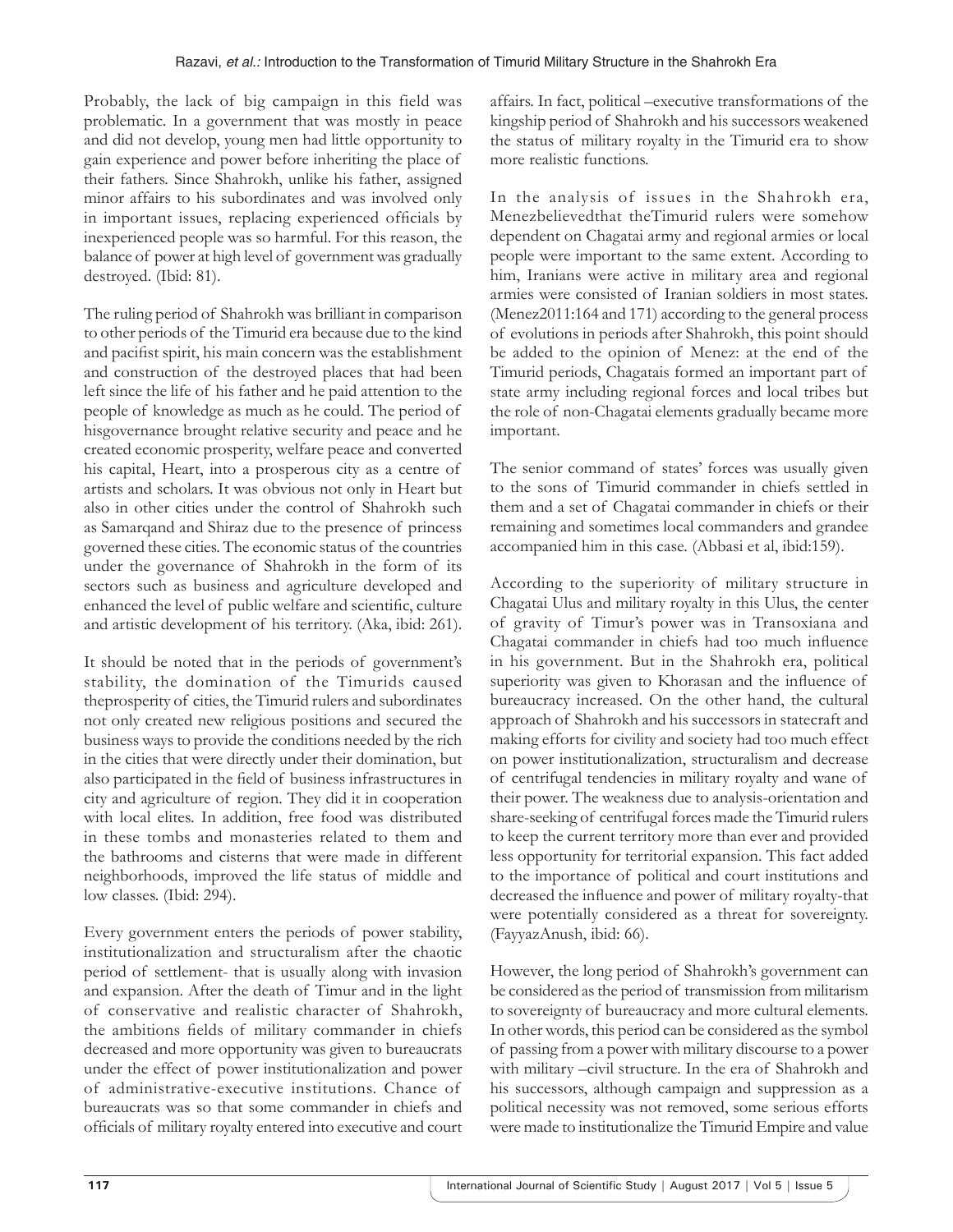Probably, the lack of big campaign in this field was problematic. In a government that was mostly in peace and did not develop, young men had little opportunity to gain experience and power before inheriting the place of their fathers. Since Shahrokh, unlike his father, assigned minor affairs to his subordinates and was involved only in important issues, replacing experienced officials by inexperienced people was so harmful. For this reason, the balance of power at high level of government was gradually destroyed. (Ibid: 81).

The ruling period of Shahrokh was brilliant in comparison to other periods of the Timurid era because due to the kind and pacifist spirit, his main concern was the establishment and construction of the destroyed places that had been left since the life of his father and he paid attention to the people of knowledge as much as he could. The period of hisgovernance brought relative security and peace and he created economic prosperity, welfare peace and converted his capital, Heart, into a prosperous city as a centre of artists and scholars. It was obvious not only in Heart but also in other cities under the control of Shahrokh such as Samarqand and Shiraz due to the presence of princess governed these cities. The economic status of the countries under the governance of Shahrokh in the form of its sectors such as business and agriculture developed and enhanced the level of public welfare and scientific, culture and artistic development of his territory. (Aka, ibid: 261).

It should be noted that in the periods of government's stability, the domination of the Timurids caused theprosperity of cities, the Timurid rulers and subordinates not only created new religious positions and secured the business ways to provide the conditions needed by the rich in the cities that were directly under their domination, but also participated in the field of business infrastructures in city and agriculture of region. They did it in cooperation with local elites. In addition, free food was distributed in these tombs and monasteries related to them and the bathrooms and cisterns that were made in different neighborhoods, improved the life status of middle and low classes. (Ibid: 294).

Every government enters the periods of power stability, institutionalization and structuralism after the chaotic period of settlement- that is usually along with invasion and expansion. After the death of Timur and in the light of conservative and realistic character of Shahrokh, the ambitions fields of military commander in chiefs decreased and more opportunity was given to bureaucrats under the effect of power institutionalization and power of administrative-executive institutions. Chance of bureaucrats was so that some commander in chiefs and officials of military royalty entered into executive and court affairs. In fact, political –executive transformations of the kingship period of Shahrokh and his successors weakened the status of military royalty in the Timurid era to show more realistic functions.

In the analysis of issues in the Shahrokh era, Menezbelievedthat theTimurid rulers were somehow dependent on Chagatai army and regional armies or local people were important to the same extent. According to him, Iranians were active in military area and regional armies were consisted of Iranian soldiers in most states. (Menez2011:164 and 171) according to the general process of evolutions in periods after Shahrokh, this point should be added to the opinion of Menez: at the end of the Timurid periods, Chagatais formed an important part of state army including regional forces and local tribes but the role of non-Chagatai elements gradually became more important.

The senior command of states' forces was usually given to the sons of Timurid commander in chiefs settled in them and a set of Chagatai commander in chiefs or their remaining and sometimes local commanders and grandee accompanied him in this case. (Abbasi et al, ibid:159).

According to the superiority of military structure in Chagatai Ulus and military royalty in this Ulus, the center of gravity of Timur's power was in Transoxiana and Chagatai commander in chiefs had too much influence in his government. But in the Shahrokh era, political superiority was given to Khorasan and the influence of bureaucracy increased. On the other hand, the cultural approach of Shahrokh and his successors in statecraft and making efforts for civility and society had too much effect on power institutionalization, structuralism and decrease of centrifugal tendencies in military royalty and wane of their power. The weakness due to analysis-orientation and share-seeking of centrifugal forces made the Timurid rulers to keep the current territory more than ever and provided less opportunity for territorial expansion. This fact added to the importance of political and court institutions and decreased the influence and power of military royalty-that were potentially considered as a threat for sovereignty. (FayyazAnush, ibid: 66).

However, the long period of Shahrokh's government can be considered as the period of transmission from militarism to sovereignty of bureaucracy and more cultural elements. In other words, this period can be considered as the symbol of passing from a power with military discourse to a power with military –civil structure. In the era of Shahrokh and his successors, although campaign and suppression as a political necessity was not removed, some serious efforts were made to institutionalize the Timurid Empire and value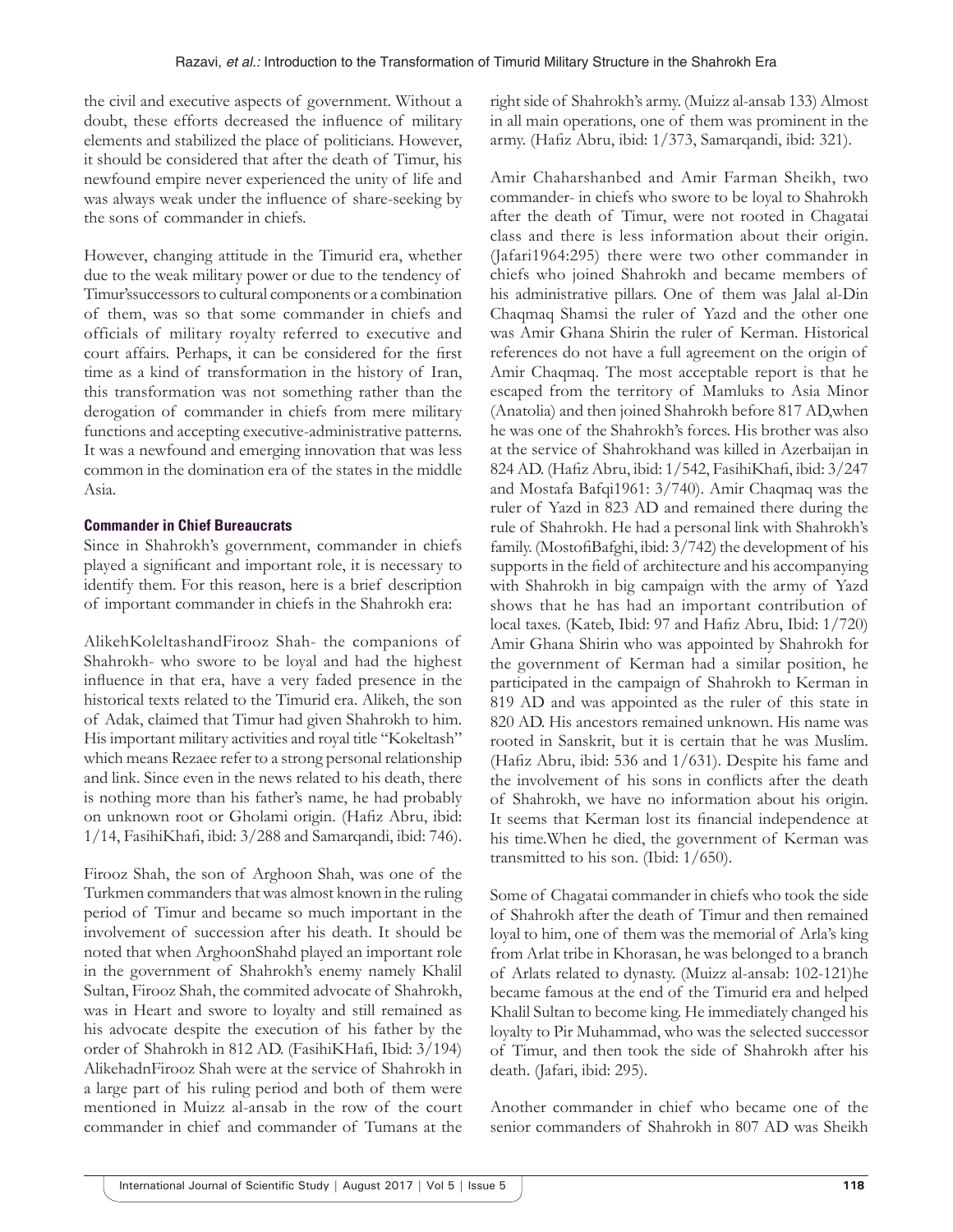the civil and executive aspects of government. Without a doubt, these efforts decreased the influence of military elements and stabilized the place of politicians. However, it should be considered that after the death of Timur, his newfound empire never experienced the unity of life and was always weak under the influence of share-seeking by the sons of commander in chiefs.

However, changing attitude in the Timurid era, whether due to the weak military power or due to the tendency of Timur'ssuccessors to cultural components or a combination of them, was so that some commander in chiefs and officials of military royalty referred to executive and court affairs. Perhaps, it can be considered for the first time as a kind of transformation in the history of Iran, this transformation was not something rather than the derogation of commander in chiefs from mere military functions and accepting executive-administrative patterns. It was a newfound and emerging innovation that was less common in the domination era of the states in the middle Asia.

### Commander in Chief Bureaucrats

Since in Shahrokh's government, commander in chiefs played a significant and important role, it is necessary to identify them. For this reason, here is a brief description of important commander in chiefs in the Shahrokh era:

AlikehKoleltashandFirooz Shah- the companions of Shahrokh- who swore to be loyal and had the highest influence in that era, have a very faded presence in the historical texts related to the Timurid era. Alikeh, the son of Adak, claimed that Timur had given Shahrokh to him. His important military activities and royal title "Kokeltash" which means Rezaee refer to a strong personal relationship and link. Since even in the news related to his death, there is nothing more than his father's name, he had probably on unknown root or Gholami origin. (Hafiz Abru, ibid: 1/14, FasihiKhafi, ibid: 3/288 and Samarqandi, ibid: 746).

Firooz Shah, the son of Arghoon Shah, was one of the Turkmen commanders that was almost known in the ruling period of Timur and became so much important in the involvement of succession after his death. It should be noted that when ArghoonShahd played an important role in the government of Shahrokh's enemy namely Khalil Sultan, Firooz Shah, the commited advocate of Shahrokh, was in Heart and swore to loyalty and still remained as his advocate despite the execution of his father by the order of Shahrokh in 812 AD. (FasihiKHafi, Ibid: 3/194) AlikehadnFirooz Shah were at the service of Shahrokh in a large part of his ruling period and both of them were mentioned in Muizz al-ansab in the row of the court commander in chief and commander of Tumans at the right side of Shahrokh's army. (Muizz al-ansab 133) Almost in all main operations, one of them was prominent in the army. (Hafiz Abru, ibid: 1/373, Samarqandi, ibid: 321).

Amir Chaharshanbed and Amir Farman Sheikh, two commander- in chiefs who swore to be loyal to Shahrokh after the death of Timur, were not rooted in Chagatai class and there is less information about their origin. (Jafari1964:295) there were two other commander in chiefs who joined Shahrokh and became members of his administrative pillars. One of them was Jalal al-Din Chaqmaq Shamsi the ruler of Yazd and the other one was Amir Ghana Shirin the ruler of Kerman. Historical references do not have a full agreement on the origin of Amir Chaqmaq. The most acceptable report is that he escaped from the territory of Mamluks to Asia Minor (Anatolia) and then joined Shahrokh before 817 AD,when he was one of the Shahrokh's forces. His brother was also at the service of Shahrokhand was killed in Azerbaijan in 824 AD. (Hafiz Abru, ibid: 1/542, FasihiKhafi, ibid: 3/247 and Mostafa Bafqi1961: 3/740). Amir Chaqmaq was the ruler of Yazd in 823 AD and remained there during the rule of Shahrokh. He had a personal link with Shahrokh's family. (MostofiBafghi, ibid: 3/742) the development of his supports in the field of architecture and his accompanying with Shahrokh in big campaign with the army of Yazd shows that he has had an important contribution of local taxes. (Kateb, Ibid: 97 and Hafiz Abru, Ibid: 1/720) Amir Ghana Shirin who was appointed by Shahrokh for the government of Kerman had a similar position, he participated in the campaign of Shahrokh to Kerman in 819 AD and was appointed as the ruler of this state in 820 AD. His ancestors remained unknown. His name was rooted in Sanskrit, but it is certain that he was Muslim. (Hafiz Abru, ibid: 536 and 1/631). Despite his fame and the involvement of his sons in conflicts after the death of Shahrokh, we have no information about his origin. It seems that Kerman lost its financial independence at his time.When he died, the government of Kerman was transmitted to his son. (Ibid: 1/650).

Some of Chagatai commander in chiefs who took the side of Shahrokh after the death of Timur and then remained loyal to him, one of them was the memorial of Arla's king from Arlat tribe in Khorasan, he was belonged to a branch of Arlats related to dynasty. (Muizz al-ansab: 102-121)he became famous at the end of the Timurid era and helped Khalil Sultan to become king. He immediately changed his loyalty to Pir Muhammad, who was the selected successor of Timur, and then took the side of Shahrokh after his death. (Jafari, ibid: 295).

Another commander in chief who became one of the senior commanders of Shahrokh in 807 AD was Sheikh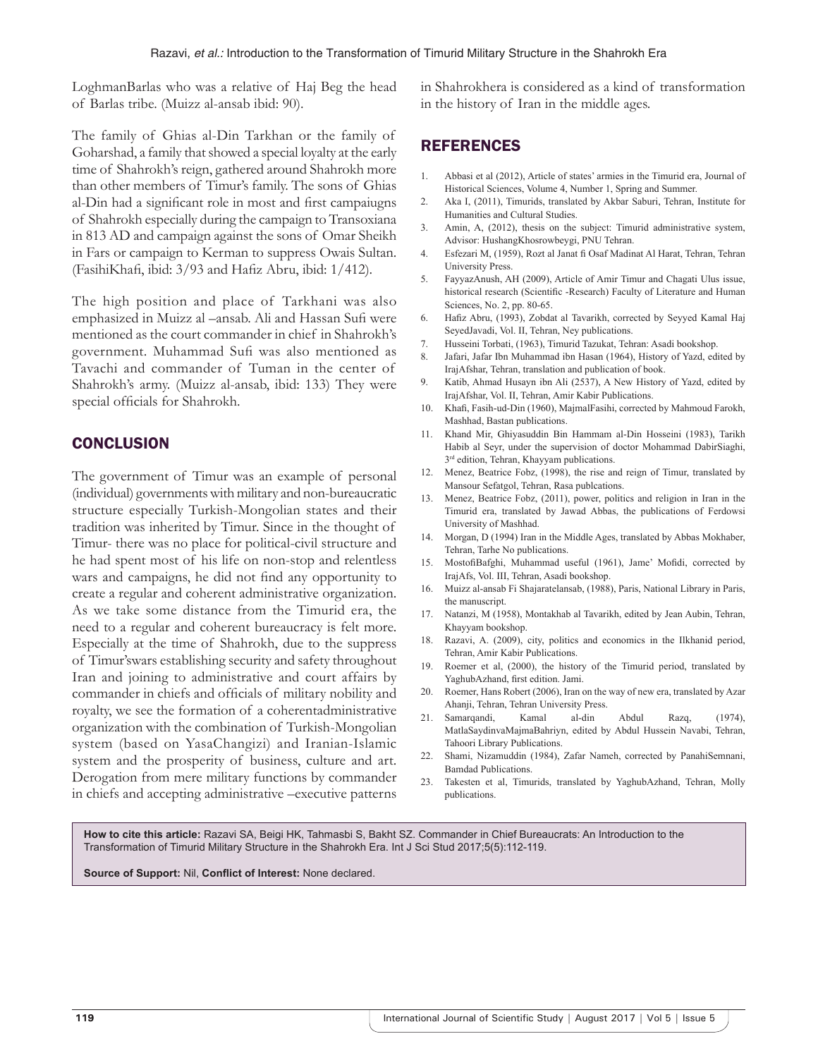LoghmanBarlas who was a relative of Haj Beg the head of Barlas tribe. (Muizz al-ansab ibid: 90).

The family of Ghias al-Din Tarkhan or the family of Goharshad, a family that showed a special loyalty at the early time of Shahrokh's reign, gathered around Shahrokh more than other members of Timur's family. The sons of Ghias al-Din had a significant role in most and first campaiugns of Shahrokh especially during the campaign to Transoxiana in 813 AD and campaign against the sons of Omar Sheikh in Fars or campaign to Kerman to suppress Owais Sultan. (FasihiKhafi, ibid: 3/93 and Hafiz Abru, ibid: 1/412).

The high position and place of Tarkhani was also emphasized in Muizz al –ansab. Ali and Hassan Sufi were mentioned as the court commander in chief in Shahrokh's government. Muhammad Sufi was also mentioned as Tavachi and commander of Tuman in the center of Shahrokh's army. (Muizz al-ansab, ibid: 133) They were special officials for Shahrokh.

## CONCLUSION

The government of Timur was an example of personal (individual) governments with military and non-bureaucratic structure especially Turkish-Mongolian states and their tradition was inherited by Timur. Since in the thought of Timur- there was no place for political-civil structure and he had spent most of his life on non-stop and relentless wars and campaigns, he did not find any opportunity to create a regular and coherent administrative organization. As we take some distance from the Timurid era, the need to a regular and coherent bureaucracy is felt more. Especially at the time of Shahrokh, due to the suppress of Timur'swars establishing security and safety throughout Iran and joining to administrative and court affairs by commander in chiefs and officials of military nobility and royalty, we see the formation of a coherentadministrative organization with the combination of Turkish-Mongolian system (based on YasaChangizi) and Iranian-Islamic system and the prosperity of business, culture and art. Derogation from mere military functions by commander in chiefs and accepting administrative –executive patterns in Shahrokhera is considered as a kind of transformation in the history of Iran in the middle ages.

## REFERENCES

1. Abbasi et al (2012), Article of states' armies in the Timurid era, Journal of Historical Sciences, Volume 4, Number 1, Spring and Summer.
2. Aka I, (2011), Timurids, translated by Akbar Saburi, Tehran, Institute for Humanities and Cultural Studies.
3. Amin, A, (2012), thesis on the subject: Timurid administrative system, Advisor: HushangKhosrowbeygi, PNU Tehran.
4. Esfezari M, (1959), Rozt al Janat fi Osaf Madinat Al Harat, Tehran, Tehran University Press.
5. FayyazAnush, AH (2009), Article of Amir Timur and Chagati Ulus issue, historical research (Scientific -Research) Faculty of Literature and Human Sciences, No. 2, pp. 80-65.
6. Hafiz Abru, (1993), Zobdat al Tavarikh, corrected by Seyyed Kamal Haj SeyedJavadi, Vol. II, Tehran, Ney publications.
7. Husseini Torbati, (1963), Timurid Tazukat, Tehran: Asadi bookshop.
8. Jafari, Jafar Ibn Muhammad ibn Hasan (1964), History of Yazd, edited by IrajAfshar, Tehran, translation and publication of book.
9. Katib, Ahmad Husayn ibn Ali (2537), A New History of Yazd, edited by IrajAfshar, Vol. II, Tehran, Amir Kabir Publications.
10. Khafi, Fasih-ud-Din (1960), MajmalFasihi, corrected by Mahmoud Farokh, Mashhad, Bastan publications.
11. Khand Mir, Ghiyasuddin Bin Hammam al-Din Hosseini (1983), Tarikh Habib al Seyr, under the supervision of doctor Mohammad DabirSiaghi, 3rd edition, Tehran, Khayyam publications.
12. Menez, Beatrice Fobz, (1998), the rise and reign of Timur, translated by Mansour Sefatgol, Tehran, Rasa publcations.
13. Menez, Beatrice Fobz, (2011), power, politics and religion in Iran in the Timurid era, translated by Jawad Abbas, the publications of Ferdowsi University of Mashhad.
14. Morgan, D (1994) Iran in the Middle Ages, translated by Abbas Mokhaber, Tehran, Tarhe No publications.
15. MostofiBafghi, Muhammad useful (1961), Jame' Mofidi, corrected by IrajAfs, Vol. III, Tehran, Asadi bookshop.
16. Muizz al-ansab Fi Shajaratelansab, (1988), Paris, National Library in Paris, the manuscript.
17. Natanzi, M (1958), Montakhab al Tavarikh, edited by Jean Aubin, Tehran, Khayyam bookshop.
18. Razavi, A. (2009), city, politics and economics in the Ilkhanid period, Tehran, Amir Kabir Publications.
19. Roemer et al, (2000), the history of the Timurid period, translated by YaghubAzhand, first edition. Jami.
20. Roemer, Hans Robert (2006), Iran on the way of new era, translated by Azar Ahanji, Tehran, Tehran University Press.
21. Samarqandi, Kamal al-din Abdul Razq, (1974), MatlaSaydinvaMajmaBahriyn, edited by Abdul Hussein Navabi, Tehran, Tahoori Library Publications.
22. Shami, Nizamuddin (1984), Zafar Nameh, corrected by PanahiSemnani, Bamdad Publications.
23. Takesten et al, Timurids, translated by YaghubAzhand, Tehran, Molly publications.

**How to cite this article:** Razavi SA, Beigi HK, Tahmasbi S, Bakht SZ. Commander in Chief Bureaucrats: An Introduction to the Transformation of Timurid Military Structure in the Shahrokh Era. Int J Sci Stud 2017;5(5):112-119.

**Source of Support:** Nil, **Conflict of Interest:** None declared.